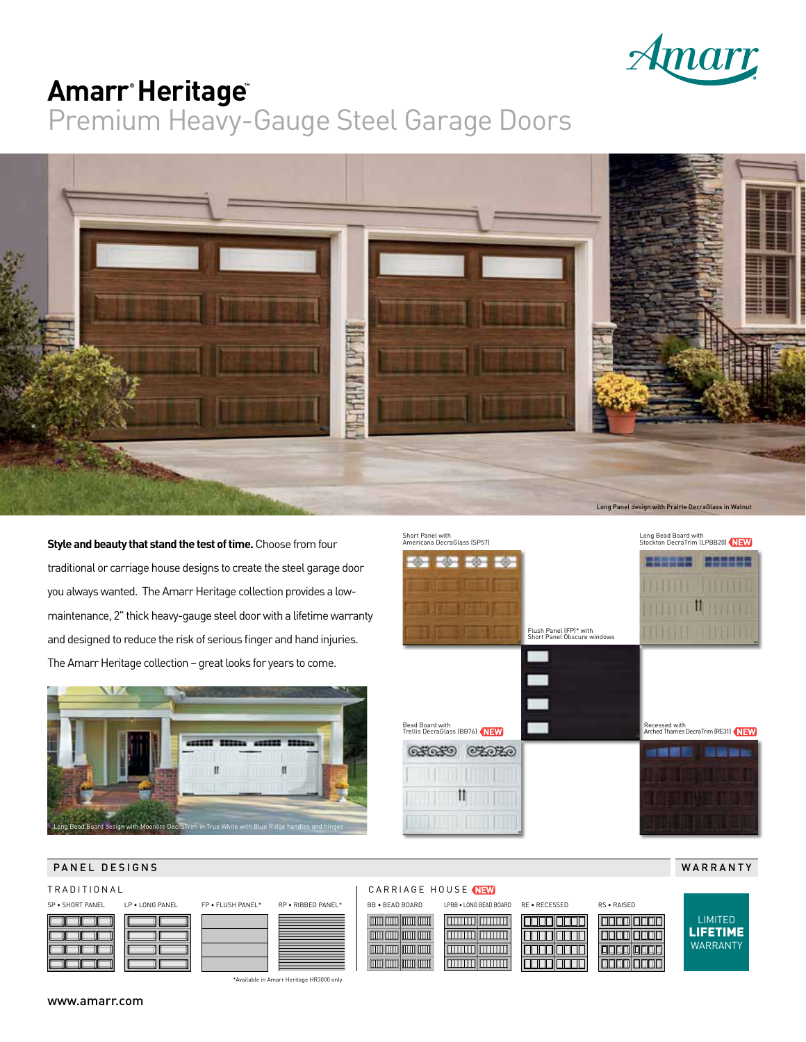Amarr

# Amarr® Heritage™

## Premium Heavy-Gauge Steel Garage Doors

Long Panel design with Prairie DecraGlass in Walnut

**Style and beauty that stand the test of time.** Choose from four traditional or carriage house designs to create the steel garage door you always wanted. The Amarr Heritage collection provides a low-maintenance, 2" thick heavy-gauge steel door with a lifetime warranty and designed to reduce the risk of serious finger and hand injuries. The Amarr Heritage collection – great looks for years to come.

Long Bead Board design with Moonlite DecraTrim in True White with Blue Ridge handles and hinges

Short Panel with Americana DecraGlass (SP57)

Flush Panel (FP)* with Short Panel Obscure windows

Long Bead Board with Stockton DecraTrim (LPBB20) NEW

Bead Board with Trellis DecraGlass (BB76) NEW

Recessed with Arched Thames DecraTrim (RE31) NEW

## PANEL DESIGNS

### TRADITIONAL

SP • SHORT PANEL

LP • LONG PANEL

FP • FLUSH PANEL*

RP • RIBBED PANEL*

*Available in Amarr Heritage HR3000 only.

### CARRIAGE HOUSE NEW

BB • BEAD BOARD

LPBB • LONG BEAD BOARD

RE • RECESSED

RS • RAISED

## WARRANTY

LIMITED **LIFETIME** WARRANTY

www.amarr.com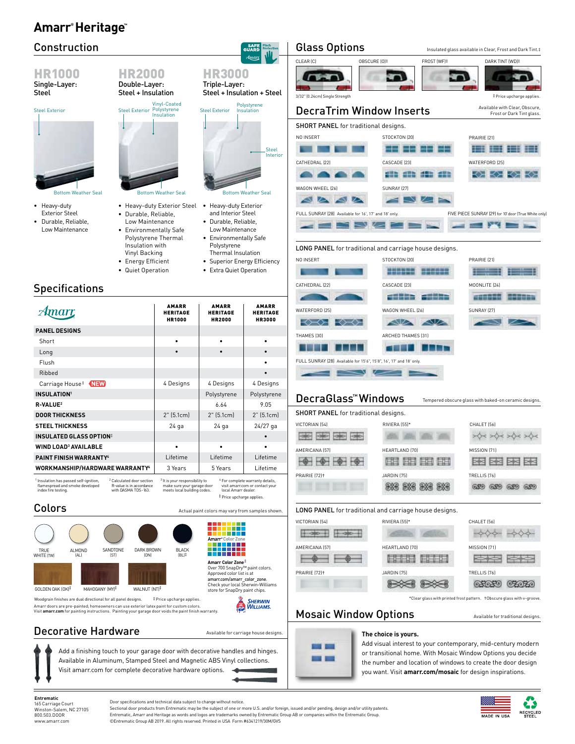# Amarr® Heritage™

## Construction

SAFE GUARD Pinch Protection

### HR1000
Single-Layer:
Steel

Steel Exterior

Bottom Weather Seal

- Heavy-duty Exterior Steel
- Durable, Reliable, Low Maintenance

### HR2000
Double-Layer:
Steel + Insulation

Steel Exterior
Vinyl-Coated Polystyrene Insulation

Bottom Weather Seal

- Heavy-duty Exterior Steel
- Durable, Reliable, Low Maintenance
- Environmentally Safe Polystyrene Thermal Insulation with Vinyl Backing
- Energy Efficient
- Quiet Operation

### HR3000
Triple-Layer:
Steel + Insulation + Steel

Steel Exterior
Polystyrene Insulation
Steel Interior

Bottom Weather Seal

- Heavy-duty Exterior and Interior Steel
- Durable, Reliable, Low Maintenance
- Environmentally Safe Polystyrene Thermal Insulation
- Superior Energy Efficiency
- Extra Quiet Operation

## Specifications

| Amarr | AMARR HERITAGE HR1000 | AMARR HERITAGE HR2000 | AMARR HERITAGE HR3000 |
|---|---|---|---|
| **PANEL DESIGNS** | | | |
| Short | • | • | • |
| Long | • | • | • |
| Flush | | | • |
| Ribbed | | | • |
| Carriage House‡ NEW | 4 Designs | 4 Designs | 4 Designs |
| **INSULATION**[1] | | Polystyrene | Polystyrene |
| **R-VALUE**[2] | | 6.64 | 9.05 |
| **DOOR THICKNESS** | 2" (5.1cm) | 2" (5.1cm) | 2" (5.1cm) |
| **STEEL THICKNESS** | 24 ga | 24 ga | 24/27 ga |
| **INSULATED GLASS OPTION**‡ | | | • |
| **WIND LOAD**[3] **AVAILABLE** | • | • | • |
| **PAINT FINISH WARRANTY**[4] | Lifetime | Lifetime | Lifetime |
| **WORKMANSHIP/HARDWARE WARRANTY**[4] | 3 Years | 5 Years | Lifetime |

[1] Insulation has passed self-ignition, flamespread and smoke developed index fire testing.
[2] Calculated door section R-value is in accordance with DASMA TDS-163.
[3] It is your responsibility to make sure your garage door meets local building codes.
[4] For complete warranty details, visit amarr.com or contact your local Amarr dealer.
‡ Price upcharge applies.

## Colors

Actual paint colors may vary from samples shown.

TRUE WHITE (TW)
ALMOND (AL)
SANDTONE (ST)
DARK BROWN (DN)
BLACK (BL)‡
GOLDEN OAK (OK)‡
MAHOGANY (MY)‡
WALNUT (NT)‡

Amarr® Color Zone

**Amarr Color Zone‡**
Over 700 SnapDry™ paint colors. Approved color list is at **amarr.com/amarr_color_zone**. Check your local Sherwin-Williams store for SnapDry paint chips.

Sherwin Williams

Woodgrain finishes are dual directional for all panel designs. ‡ Price upcharge applies.

Amarr doors are pre-painted; homeowners can use exterior latex paint for custom colors. Visit **amarr.com** for painting instructions. Painting your garage door voids the paint finish warranty.

## Decorative Hardware

Available for carriage house designs.

Add a finishing touch to your garage door with decorative handles and hinges. Available in Aluminum, Stamped Steel and Magnetic ABS Vinyl collections. Visit amarr.com for complete decorative hardware options.

## Glass Options

Insulated glass available in Clear, Frost and Dark Tint.‡

CLEAR (C) | OBSCURE (O)‡ | FROST (WF)‡ | DARK TINT (WD)‡

3/32" (0.24cm) Single Strength

‡ Price upcharge applies.

## DecraTrim Window Inserts

Available with Clear, Obscure, Frost or Dark Tint glass.

**SHORT PANEL** for traditional designs.

NO INSERT
STOCKTON (20)
PRAIRIE (21)
CATHEDRAL (22)
CASCADE (23)
WATERFORD (25)
WAGON WHEEL (26)
SUNRAY (27)
FULL SUNRAY (28) Available for 16', 17' and 18' only.
FIVE PIECE SUNRAY (29) for 10' door (True White only)

**LONG PANEL** for traditional and carriage house designs.

NO INSERT
STOCKTON (20)
PRAIRIE (21)
CATHEDRAL (22)
CASCADE (23)
MOONLITE (24)
WATERFORD (25)
WAGON WHEEL (26)
SUNRAY (27)
THAMES (30)
ARCHED THAMES (31)
FULL SUNRAY (28) Available for 15'6", 15'8", 16', 17' and 18' only.

## DecraGlass™ Windows

Tempered obscure glass with baked-on ceramic designs.

**SHORT PANEL** for traditional designs.

VICTORIAN (54)
RIVIERA (55)*
CHALET (56)
AMERICANA (57)
HEARTLAND (70)
MISSION (71)
PRAIRIE (72)†
JARDIN (75)
TRELLIS (76)

**LONG PANEL** for traditional and carriage house designs.

VICTORIAN (54)
RIVIERA (55)*
CHALET (56)
AMERICANA (57)
HEARTLAND (70)
MISSION (71)
PRAIRIE (72)†
JARDIN (75)
TRELLIS (76)

*Clear glass with printed frost pattern. †Obscure glass with v-groove.

## Mosaic Window Options

Available for traditional designs.

**The choice is yours.**
Add visual interest to your contemporary, mid-century modern or transitional home. With Mosaic Window Options you decide the number and location of windows to create the door design you want. Visit **amarr.com/mosaic** for design inspirations.

---

**Entrematic**
165 Carriage Court
Winston-Salem, NC 27105
800.503.DOOR
www.amarr.com

Door specifications and technical data subject to change without notice.
Sectional door products from Entrematic may be the subject of one or more U.S. and/or foreign, issued and/or pending, design and/or utility patents.
Entrematic, Amarr and Heritage as words and logos are trademarks owned by Entrematic Group AB or companies within the Entrematic Group.
©Entrematic Group AB 2019. All rights reserved. Printed in USA Form #6341219/30M/GVS

MADE IN USA
RECYCLED STEEL